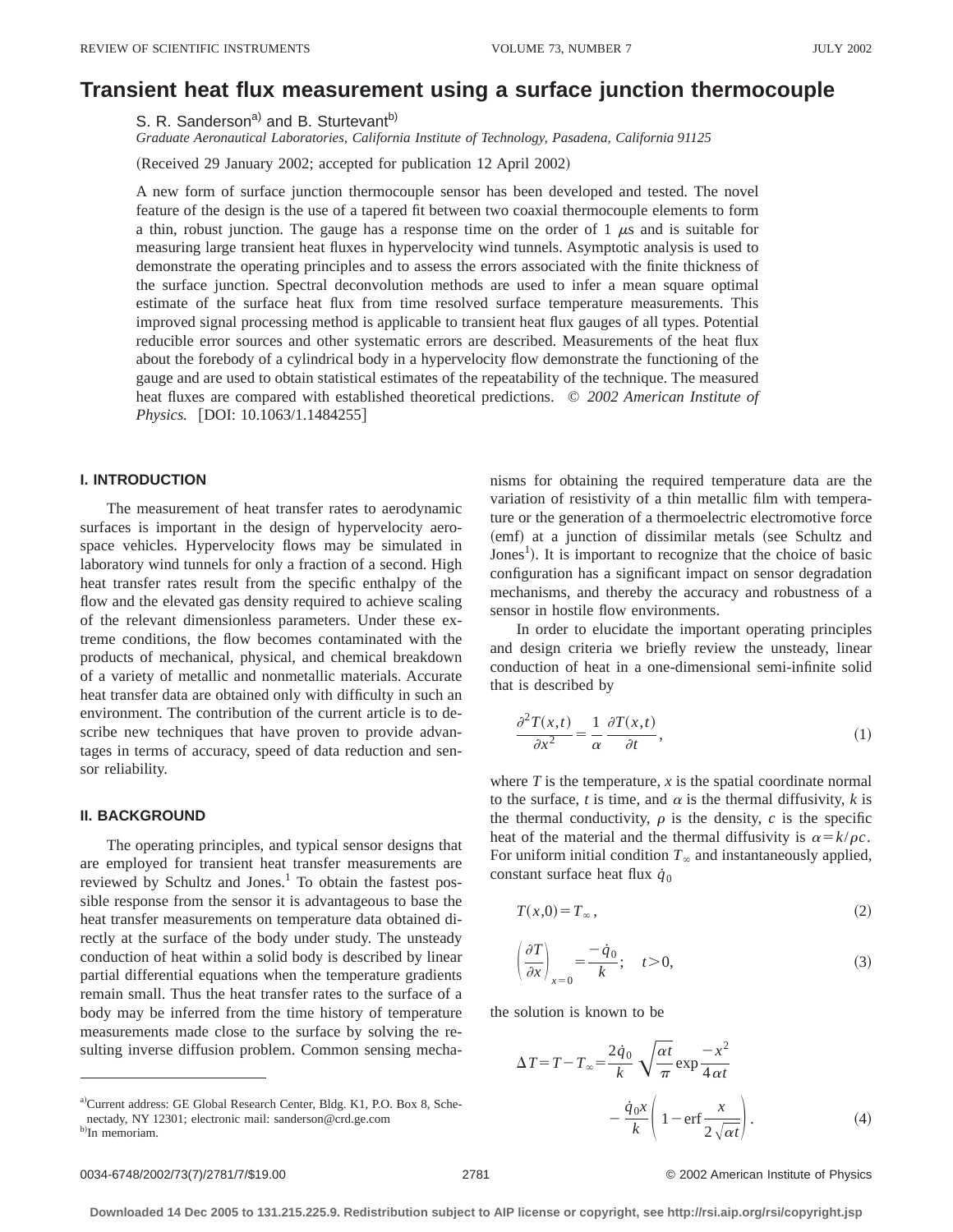# Transient heat flux measurement using a surface junction thermocouple

S. R. Sanderson[a] and B. Sturtevant[b]

*Graduate Aeronautical Laboratories, California Institute of Technology, Pasadena, California 91125*

(Received 29 January 2002; accepted for publication 12 April 2002)

A new form of surface junction thermocouple sensor has been developed and tested. The novel feature of the design is the use of a tapered fit between two coaxial thermocouple elements to form a thin, robust junction. The gauge has a response time on the order of 1 $\mu$s and is suitable for measuring large transient heat fluxes in hypervelocity wind tunnels. Asymptotic analysis is used to demonstrate the operating principles and to assess the errors associated with the finite thickness of the surface junction. Spectral deconvolution methods are used to infer a mean square optimal estimate of the surface heat flux from time resolved surface temperature measurements. This improved signal processing method is applicable to transient heat flux gauges of all types. Potential reducible error sources and other systematic errors are described. Measurements of the heat flux about the forebody of a cylindrical body in a hypervelocity flow demonstrate the functioning of the gauge and are used to obtain statistical estimates of the repeatability of the technique. The measured heat fluxes are compared with established theoretical predictions. © *2002 American Institute of Physics.* [DOI: 10.1063/1.1484255]

## I. INTRODUCTION

The measurement of heat transfer rates to aerodynamic surfaces is important in the design of hypervelocity aerospace vehicles. Hypervelocity flows may be simulated in laboratory wind tunnels for only a fraction of a second. High heat transfer rates result from the specific enthalpy of the flow and the elevated gas density required to achieve scaling of the relevant dimensionless parameters. Under these extreme conditions, the flow becomes contaminated with the products of mechanical, physical, and chemical breakdown of a variety of metallic and nonmetallic materials. Accurate heat transfer data are obtained only with difficulty in such an environment. The contribution of the current article is to describe new techniques that have proven to provide advantages in terms of accuracy, speed of data reduction and sensor reliability.

## II. BACKGROUND

The operating principles, and typical sensor designs that are employed for transient heat transfer measurements are reviewed by Schultz and Jones.[1] To obtain the fastest possible response from the sensor it is advantageous to base the heat transfer measurements on temperature data obtained directly at the surface of the body under study. The unsteady conduction of heat within a solid body is described by linear partial differential equations when the temperature gradients remain small. Thus the heat transfer rates to the surface of a body may be inferred from the time history of temperature measurements made close to the surface by solving the resulting inverse diffusion problem. Common sensing mechanisms for obtaining the required temperature data are the variation of resistivity of a thin metallic film with temperature or the generation of a thermoelectric electromotive force (emf) at a junction of dissimilar metals (see Schultz and Jones[1]). It is important to recognize that the choice of basic configuration has a significant impact on sensor degradation mechanisms, and thereby the accuracy and robustness of a sensor in hostile flow environments.

In order to elucidate the important operating principles and design criteria we briefly review the unsteady, linear conduction of heat in a one-dimensional semi-infinite solid that is described by

$$\frac{\partial^2 T(x,t)}{\partial x^2} = \frac{1}{\alpha}\frac{\partial T(x,t)}{\partial t}, \tag{1}$$

where $T$ is the temperature, $x$ is the spatial coordinate normal to the surface, $t$ is time, and $\alpha$ is the thermal diffusivity, $k$ is the thermal conductivity, $\rho$ is the density, $c$ is the specific heat of the material and the thermal diffusivity is $\alpha = k/\rho c$. For uniform initial condition $T_\infty$ and instantaneously applied, constant surface heat flux $\dot{q}_0$

$$T(x,0) = T_\infty, \tag{2}$$

$$\left(\frac{\partial T}{\partial x}\right)_{x=0} = \frac{-\dot{q}_0}{k}; \quad t>0, \tag{3}$$

the solution is known to be

$$\Delta T = T - T_\infty = \frac{2\dot{q}_0}{k}\sqrt{\frac{\alpha t}{\pi}}\exp\frac{-x^2}{4\alpha t} - \frac{\dot{q}_0 x}{k}\left(1 - \operatorname{erf}\frac{x}{2\sqrt{\alpha t}}\right). \tag{4}$$

---

[a] Current address: GE Global Research Center, Bldg. K1, P.O. Box 8, Schenectady, NY 12301; electronic mail: sanderson@crd.ge.com

[b] In memoriam.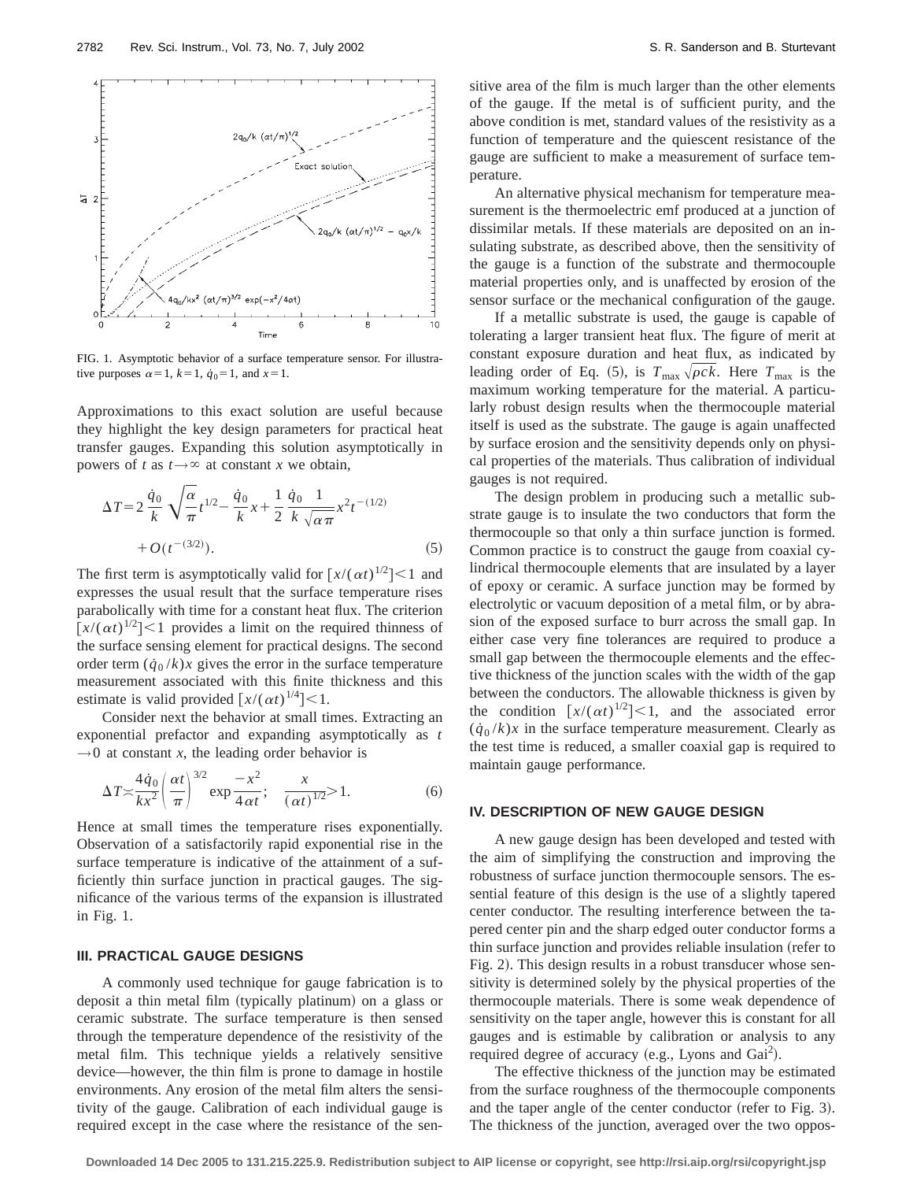FIG. 1. Asymptotic behavior of a surface temperature sensor. For illustrative purposes $\alpha=1$, $k=1$, $\dot{q}_0=1$, and $x=1$.

Approximations to this exact solution are useful because they highlight the key design parameters for practical heat transfer gauges. Expanding this solution asymptotically in powers of $t$ as $t\rightarrow\infty$ at constant $x$ we obtain,

$$\Delta T = 2\frac{\dot{q}_0}{k}\sqrt{\frac{\alpha}{\pi}}t^{1/2} - \frac{\dot{q}_0}{k}x + \frac{1}{2}\frac{\dot{q}_0}{k}\frac{1}{\sqrt{\alpha\pi}}x^2 t^{-(1/2)} + O(t^{-(3/2)}). \quad (5)$$

The first term is asymptotically valid for $[x/(\alpha t)^{1/2}]<1$ and expresses the usual result that the surface temperature rises parabolically with time for a constant heat flux. The criterion $[x/(\alpha t)^{1/2}]<1$ provides a limit on the required thinness of the surface sensing element for practical designs. The second order term $(\dot{q}_0/k)x$ gives the error in the surface temperature measurement associated with this finite thickness and this estimate is valid provided $[x/(\alpha t)^{1/4}]<1$.

Consider next the behavior at small times. Extracting an exponential prefactor and expanding asymptotically as $t\rightarrow 0$ at constant $x$, the leading order behavior is

$$\Delta T \asymp \frac{4\dot{q}_0}{kx^2}\left(\frac{\alpha t}{\pi}\right)^{3/2}\exp\frac{-x^2}{4\alpha t}; \quad \frac{x}{(\alpha t)^{1/2}}>1. \quad (6)$$

Hence at small times the temperature rises exponentially. Observation of a satisfactorily rapid exponential rise in the surface temperature is indicative of the attainment of a sufficiently thin surface junction in practical gauges. The significance of the various terms of the expansion is illustrated in Fig. 1.

## III. PRACTICAL GAUGE DESIGNS

A commonly used technique for gauge fabrication is to deposit a thin metal film (typically platinum) on a glass or ceramic substrate. The surface temperature is then sensed through the temperature dependence of the resistivity of the metal film. This technique yields a relatively sensitive device—however, the thin film is prone to damage in hostile environments. Any erosion of the metal film alters the sensitivity of the gauge. Calibration of each individual gauge is required except in the case where the resistance of the sensitive area of the film is much larger than the other elements of the gauge. If the metal is of sufficient purity, and the above condition is met, standard values of the resistivity as a function of temperature and the quiescent resistance of the gauge are sufficient to make a measurement of surface temperature.

An alternative physical mechanism for temperature measurement is the thermoelectric emf produced at a junction of dissimilar metals. If these materials are deposited on an insulating substrate, as described above, then the sensitivity of the gauge is a function of the substrate and thermocouple material properties only, and is unaffected by erosion of the sensor surface or the mechanical configuration of the gauge.

If a metallic substrate is used, the gauge is capable of tolerating a larger transient heat flux. The figure of merit at constant exposure duration and heat flux, as indicated by leading order of Eq. (5), is $T_{\max}\sqrt{\rho ck}$. Here $T_{\max}$ is the maximum working temperature for the material. A particularly robust design results when the thermocouple material itself is used as the substrate. The gauge is again unaffected by surface erosion and the sensitivity depends only on physical properties of the materials. Thus calibration of individual gauges is not required.

The design problem in producing such a metallic substrate gauge is to insulate the two conductors that form the thermocouple so that only a thin surface junction is formed. Common practice is to construct the gauge from coaxial cylindrical thermocouple elements that are insulated by a layer of epoxy or ceramic. A surface junction may be formed by electrolytic or vacuum deposition of a metal film, or by abrasion of the exposed surface to burr across the small gap. In either case very fine tolerances are required to produce a small gap between the thermocouple elements and the effective thickness of the junction scales with the width of the gap between the conductors. The allowable thickness is given by the condition $[x/(\alpha t)^{1/2}]<1$, and the associated error $(\dot{q}_0/k)x$ in the surface temperature measurement. Clearly as the test time is reduced, a smaller coaxial gap is required to maintain gauge performance.

## IV. DESCRIPTION OF NEW GAUGE DESIGN

A new gauge design has been developed and tested with the aim of simplifying the construction and improving the robustness of surface junction thermocouple sensors. The essential feature of this design is the use of a slightly tapered center conductor. The resulting interference between the tapered center pin and the sharp edged outer conductor forms a thin surface junction and provides reliable insulation (refer to Fig. 2). This design results in a robust transducer whose sensitivity is determined solely by the physical properties of the thermocouple materials. There is some weak dependence of sensitivity on the taper angle, however this is constant for all gauges and is estimable by calibration or analysis to any required degree of accuracy (e.g., Lyons and Gai[2]).

The effective thickness of the junction may be estimated from the surface roughness of the thermocouple components and the taper angle of the center conductor (refer to Fig. 3). The thickness of the junction, averaged over the two oppos-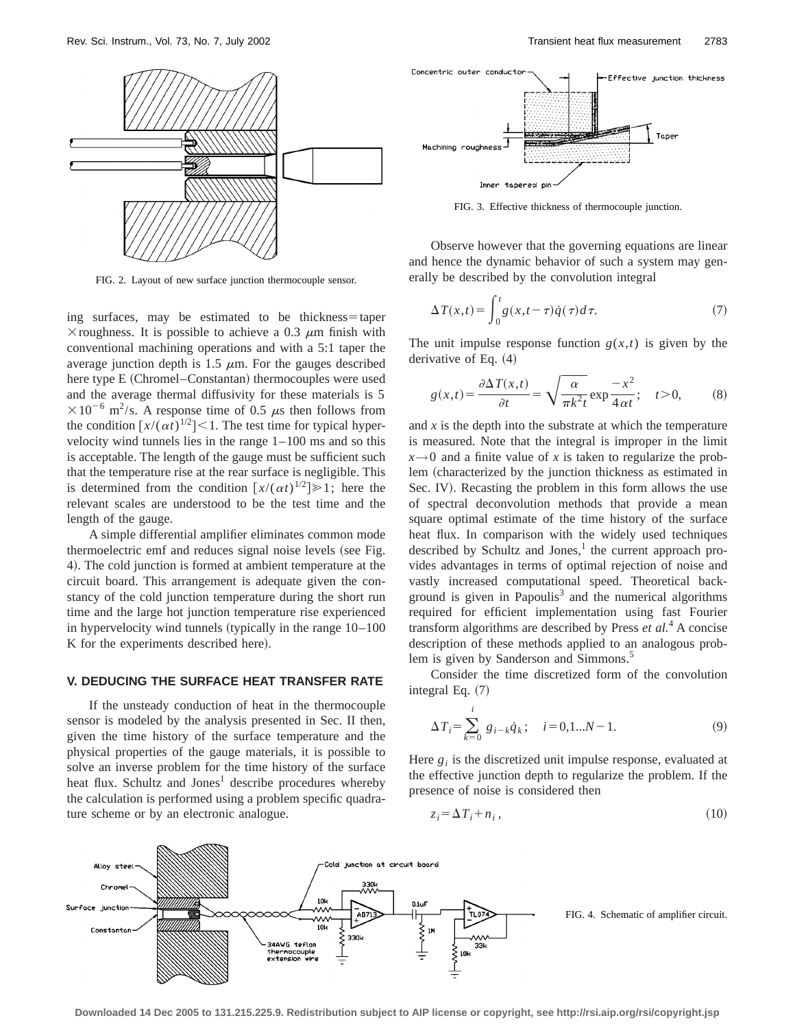FIG. 2. Layout of new surface junction thermocouple sensor.

ing surfaces, may be estimated to be thickness = taper × roughness. It is possible to achieve a 0.3 $\mu$m finish with conventional machining operations and with a 5:1 taper the average junction depth is 1.5 $\mu$m. For the gauges described here type E (Chromel–Constantan) thermocouples were used and the average thermal diffusivity for these materials is $5 \times 10^{-6}$ m$^2$/s. A response time of 0.5 $\mu$s then follows from the condition $[x/(\alpha t)^{1/2}] < 1$. The test time for typical hypervelocity wind tunnels lies in the range 1–100 ms and so this is acceptable. The length of the gauge must be sufficient such that the temperature rise at the rear surface is negligible. This is determined from the condition $[x/(\alpha t)^{1/2}] \gg 1$; here the relevant scales are understood to be the test time and the length of the gauge.

A simple differential amplifier eliminates common mode thermoelectric emf and reduces signal noise levels (see Fig. 4). The cold junction is formed at ambient temperature at the circuit board. This arrangement is adequate given the constancy of the cold junction temperature during the short run time and the large hot junction temperature rise experienced in hypervelocity wind tunnels (typically in the range 10–100 K for the experiments described here).

## V. DEDUCING THE SURFACE HEAT TRANSFER RATE

If the unsteady conduction of heat in the thermocouple sensor is modeled by the analysis presented in Sec. II then, given the time history of the surface temperature and the physical properties of the gauge materials, it is possible to solve an inverse problem for the time history of the surface heat flux. Schultz and Jones[1] describe procedures whereby the calculation is performed using a problem specific quadrature scheme or by an electronic analogue.

FIG. 3. Effective thickness of thermocouple junction.

Observe however that the governing equations are linear and hence the dynamic behavior of such a system may generally be described by the convolution integral

$$\Delta T(x,t) = \int_0^t g(x,t-\tau)\dot{q}(\tau)d\tau. \tag{7}$$

The unit impulse response function $g(x,t)$ is given by the derivative of Eq. (4)

$$g(x,t) = \frac{\partial \Delta T(x,t)}{\partial t} = \sqrt{\frac{\alpha}{\pi k^2 t}} \exp\frac{-x^2}{4\alpha t}; \quad t>0, \tag{8}$$

and $x$ is the depth into the substrate at which the temperature is measured. Note that the integral is improper in the limit $x \to 0$ and a finite value of $x$ is taken to regularize the problem (characterized by the junction thickness as estimated in Sec. IV). Recasting the problem in this form allows the use of spectral deconvolution methods that provide a mean square optimal estimate of the time history of the surface heat flux. In comparison with the widely used techniques described by Schultz and Jones,[1] the current approach provides advantages in terms of optimal rejection of noise and vastly increased computational speed. Theoretical background is given in Papoulis[3] and the numerical algorithms required for efficient implementation using fast Fourier transform algorithms are described by Press *et al.*[4] A concise description of these methods applied to an analogous problem is given by Sanderson and Simmons.[5]

Consider the time discretized form of the convolution integral Eq. (7)

$$\Delta T_i = \sum_{k=0}^{i} g_{i-k}\dot{q}_k; \quad i=0,1...N-1. \tag{9}$$

Here $g_i$ is the discretized unit impulse response, evaluated at the effective junction depth to regularize the problem. If the presence of noise is considered then

$$z_i = \Delta T_i + n_i, \tag{10}$$

FIG. 4. Schematic of amplifier circuit.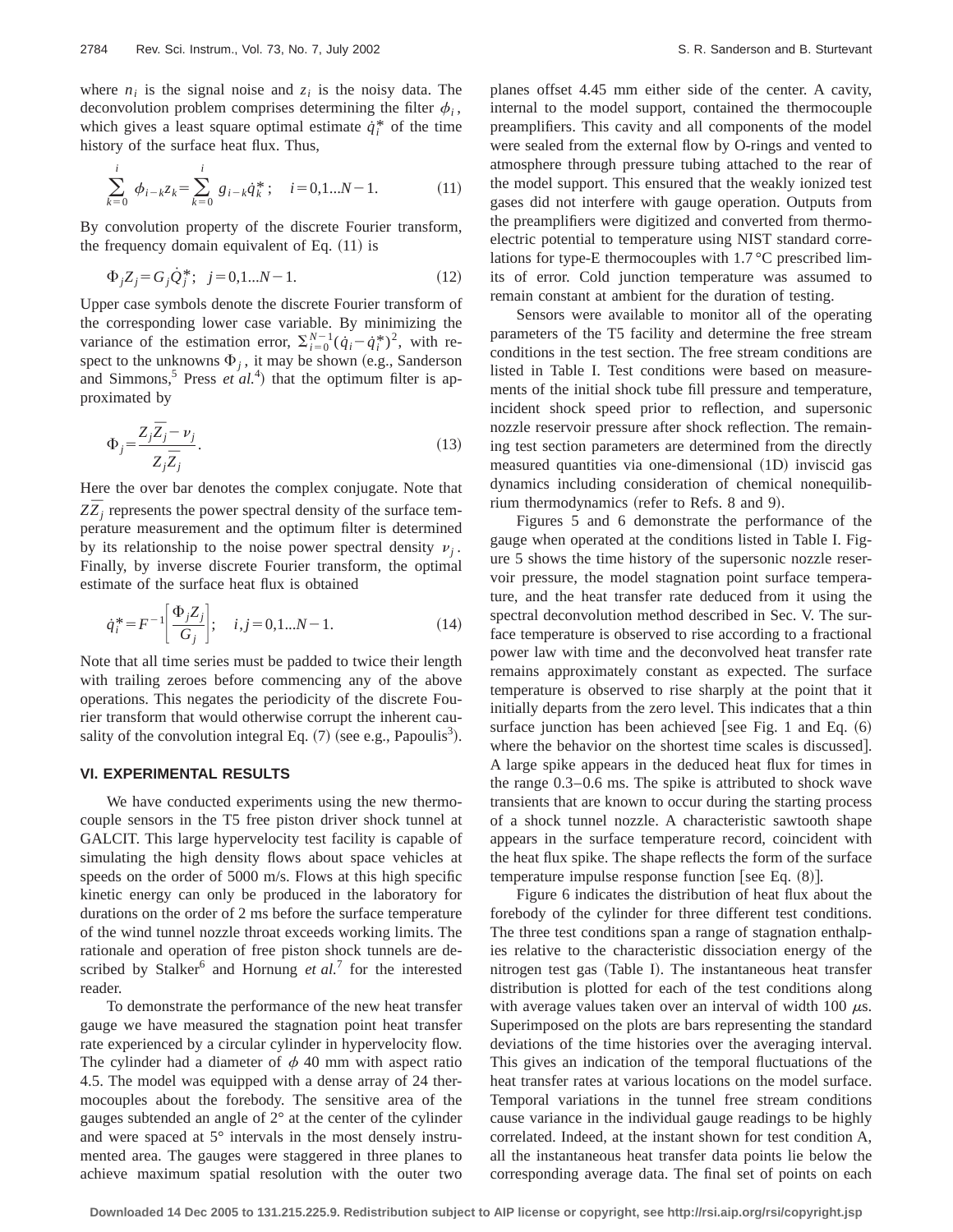where $n_i$ is the signal noise and $z_i$ is the noisy data. The deconvolution problem comprises determining the filter $\phi_i$, which gives a least square optimal estimate $\dot{q}_i^*$ of the time history of the surface heat flux. Thus,

$$\sum_{k=0}^{i} \phi_{i-k} z_k = \sum_{k=0}^{i} g_{i-k} \dot{q}_k^*; \quad i=0,1...N-1. \tag{11}$$

By convolution property of the discrete Fourier transform, the frequency domain equivalent of Eq. (11) is

$$\Phi_j Z_j = G_j \dot{Q}_j^*; \quad j=0,1...N-1. \tag{12}$$

Upper case symbols denote the discrete Fourier transform of the corresponding lower case variable. By minimizing the variance of the estimation error, $\Sigma_{i=0}^{N-1}(\dot{q}_i - \dot{q}_i^*)^2$, with respect to the unknowns $\Phi_j$, it may be shown (e.g., Sanderson and Simmons,[5] Press *et al.*[4]) that the optimum filter is approximated by

$$\Phi_j = \frac{Z_j \bar{Z}_j - \nu_j}{Z_j \bar{Z}_j}. \tag{13}$$

Here the over bar denotes the complex conjugate. Note that $Z\bar{Z}_j$ represents the power spectral density of the surface temperature measurement and the optimum filter is determined by its relationship to the noise power spectral density $\nu_j$. Finally, by inverse discrete Fourier transform, the optimal estimate of the surface heat flux is obtained

$$\dot{q}_i^* = F^{-1}\left[\frac{\Phi_j Z_j}{G_j}\right]; \quad i,j=0,1...N-1. \tag{14}$$

Note that all time series must be padded to twice their length with trailing zeroes before commencing any of the above operations. This negates the periodicity of the discrete Fourier transform that would otherwise corrupt the inherent causality of the convolution integral Eq. (7) (see e.g., Papoulis[3]).

## VI. EXPERIMENTAL RESULTS

We have conducted experiments using the new thermocouple sensors in the T5 free piston driver shock tunnel at GALCIT. This large hypervelocity test facility is capable of simulating the high density flows about space vehicles at speeds on the order of 5000 m/s. Flows at this high specific kinetic energy can only be produced in the laboratory for durations on the order of 2 ms before the surface temperature of the wind tunnel nozzle throat exceeds working limits. The rationale and operation of free piston shock tunnels are described by Stalker[6] and Hornung *et al.*[7] for the interested reader.

To demonstrate the performance of the new heat transfer gauge we have measured the stagnation point heat transfer rate experienced by a circular cylinder in hypervelocity flow. The cylinder had a diameter of $\phi$ 40 mm with aspect ratio 4.5. The model was equipped with a dense array of 24 thermocouples about the forebody. The sensitive area of the gauges subtended an angle of 2° at the center of the cylinder and were spaced at 5° intervals in the most densely instrumented area. The gauges were staggered in three planes to achieve maximum spatial resolution with the outer two planes offset 4.45 mm either side of the center. A cavity, internal to the model support, contained the thermocouple preamplifiers. This cavity and all components of the model were sealed from the external flow by O-rings and vented to atmosphere through pressure tubing attached to the rear of the model support. This ensured that the weakly ionized test gases did not interfere with gauge operation. Outputs from the preamplifiers were digitized and converted from thermoelectric potential to temperature using NIST standard correlations for type-E thermocouples with 1.7 °C prescribed limits of error. Cold junction temperature was assumed to remain constant at ambient for the duration of testing.

Sensors were available to monitor all of the operating parameters of the T5 facility and determine the free stream conditions in the test section. The free stream conditions are listed in Table I. Test conditions were based on measurements of the initial shock tube fill pressure and temperature, incident shock speed prior to reflection, and supersonic nozzle reservoir pressure after shock reflection. The remaining test section parameters are determined from the directly measured quantities via one-dimensional (1D) inviscid gas dynamics including consideration of chemical nonequilibrium thermodynamics (refer to Refs. 8 and 9).

Figures 5 and 6 demonstrate the performance of the gauge when operated at the conditions listed in Table I. Figure 5 shows the time history of the supersonic nozzle reservoir pressure, the model stagnation point surface temperature, and the heat transfer rate deduced from it using the spectral deconvolution method described in Sec. V. The surface temperature is observed to rise according to a fractional power law with time and the deconvolved heat transfer rate remains approximately constant as expected. The surface temperature is observed to rise sharply at the point that it initially departs from the zero level. This indicates that a thin surface junction has been achieved [see Fig. 1 and Eq. (6) where the behavior on the shortest time scales is discussed]. A large spike appears in the deduced heat flux for times in the range 0.3–0.6 ms. The spike is attributed to shock wave transients that are known to occur during the starting process of a shock tunnel nozzle. A characteristic sawtooth shape appears in the surface temperature record, coincident with the heat flux spike. The shape reflects the form of the surface temperature impulse response function [see Eq. (8)].

Figure 6 indicates the distribution of heat flux about the forebody of the cylinder for three different test conditions. The three test conditions span a range of stagnation enthalpies relative to the characteristic dissociation energy of the nitrogen test gas (Table I). The instantaneous heat transfer distribution is plotted for each of the test conditions along with average values taken over an interval of width 100 $\mu$s. Superimposed on the plots are bars representing the standard deviations of the time histories over the averaging interval. This gives an indication of the temporal fluctuations of the heat transfer rates at various locations on the model surface. Temporal variations in the tunnel free stream conditions cause variance in the individual gauge readings to be highly correlated. Indeed, at the instant shown for test condition A, all the instantaneous heat transfer data points lie below the corresponding average data. The final set of points on each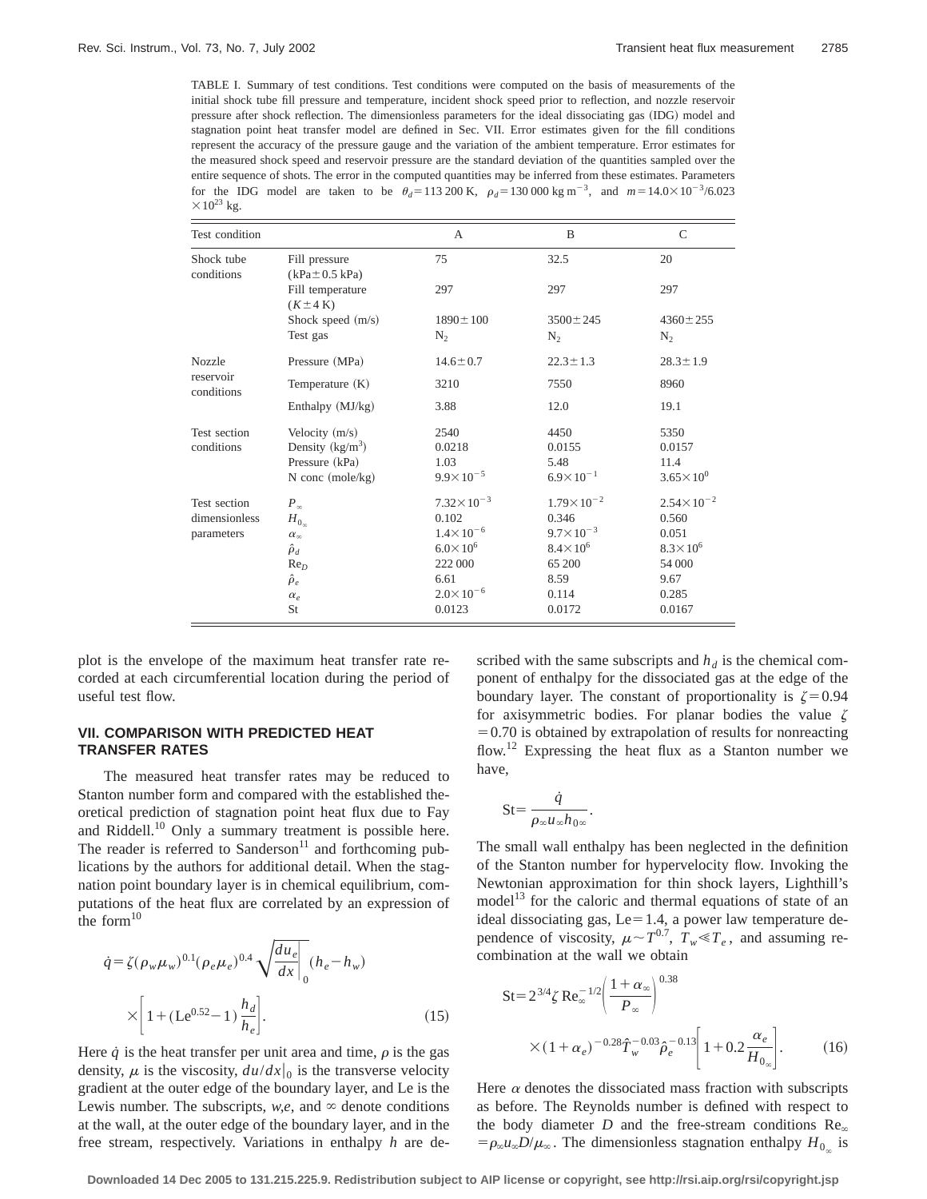TABLE I. Summary of test conditions. Test conditions were computed on the basis of measurements of the initial shock tube fill pressure and temperature, incident shock speed prior to reflection, and nozzle reservoir pressure after shock reflection. The dimensionless parameters for the ideal dissociating gas (IDG) model and stagnation point heat transfer model are defined in Sec. VII. Error estimates given for the fill conditions represent the accuracy of the pressure gauge and the variation of the ambient temperature. Error estimates for the measured shock speed and reservoir pressure are the standard deviation of the quantities sampled over the entire sequence of shots. The error in the computed quantities may be inferred from these estimates. Parameters for the IDG model are taken to be $\theta_d = 113\,200$ K, $\rho_d = 130\,000$ kg m$^{-3}$, and $m = 14.0\times10^{-3}/6.023\times10^{23}$ kg.

| Test condition | | A | B | C |
|---|---|---|---|---|
| Shock tube conditions | Fill pressure (kPa ± 0.5 kPa) | 75 | 32.5 | 20 |
| | Fill temperature (K ± 4 K) | 297 | 297 | 297 |
| | Shock speed (m/s) | 1890 ± 100 | 3500 ± 245 | 4360 ± 255 |
| | Test gas | $N_2$ | $N_2$ | $N_2$ |
| Nozzle reservoir conditions | Pressure (MPa) | 14.6 ± 0.7 | 22.3 ± 1.3 | 28.3 ± 1.9 |
| | Temperature (K) | 3210 | 7550 | 8960 |
| | Enthalpy (MJ/kg) | 3.88 | 12.0 | 19.1 |
| Test section conditions | Velocity (m/s) | 2540 | 4450 | 5350 |
| | Density (kg/m$^3$) | 0.0218 | 0.0155 | 0.0157 |
| | Pressure (kPa) | 1.03 | 5.48 | 11.4 |
| | N conc (mole/kg) | $9.9\times10^{-5}$ | $6.9\times10^{-1}$ | $3.65\times10^{0}$ |
| Test section dimensionless parameters | $P_\infty$ | $7.32\times10^{-3}$ | $1.79\times10^{-2}$ | $2.54\times10^{-2}$ |
| | $H_{0_\infty}$ | 0.102 | 0.346 | 0.560 |
| | $\alpha_\infty$ | $1.4\times10^{-6}$ | $9.7\times10^{-3}$ | 0.051 |
| | $\hat{\rho}_d$ | $6.0\times10^{6}$ | $8.4\times10^{6}$ | $8.3\times10^{6}$ |
| | $\mathrm{Re}_D$ | 222 000 | 65 200 | 54 000 |
| | $\hat{\rho}_e$ | 6.61 | 8.59 | 9.67 |
| | $\alpha_e$ | $2.0\times10^{-6}$ | 0.114 | 0.285 |
| | St | 0.0123 | 0.0172 | 0.0167 |

plot is the envelope of the maximum heat transfer rate recorded at each circumferential location during the period of useful test flow.

## VII. COMPARISON WITH PREDICTED HEAT TRANSFER RATES

The measured heat transfer rates may be reduced to Stanton number form and compared with the established theoretical prediction of stagnation point heat flux due to Fay and Riddell.[10] Only a summary treatment is possible here. The reader is referred to Sanderson[11] and forthcoming publications by the authors for additional detail. When the stagnation point boundary layer is in chemical equilibrium, computations of the heat flux are correlated by an expression of the form[10]

$$\dot{q} = \zeta(\rho_w\mu_w)^{0.1}(\rho_e\mu_e)^{0.4}\sqrt{\left.\frac{du_e}{dx}\right|_0}(h_e - h_w)\times\left[1 + (\mathrm{Le}^{0.52} - 1)\frac{h_d}{h_e}\right]. \tag{15}$$

Here $\dot{q}$ is the heat transfer per unit area and time, $\rho$ is the gas density, $\mu$ is the viscosity, $du/dx|_0$ is the transverse velocity gradient at the outer edge of the boundary layer, and Le is the Lewis number. The subscripts, $w$,$e$, and $\infty$ denote conditions at the wall, at the outer edge of the boundary layer, and in the free stream, respectively. Variations in enthalpy $h$ are described with the same subscripts and $h_d$ is the chemical component of enthalpy for the dissociated gas at the edge of the boundary layer. The constant of proportionality is $\zeta = 0.94$ for axisymmetric bodies. For planar bodies the value $\zeta = 0.70$ is obtained by extrapolation of results for nonreacting flow.[12] Expressing the heat flux as a Stanton number we have,

$$\mathrm{St} = \frac{\dot{q}}{\rho_\infty u_\infty h_{0\infty}}.$$

The small wall enthalpy has been neglected in the definition of the Stanton number for hypervelocity flow. Invoking the Newtonian approximation for thin shock layers, Lighthill's model[13] for the caloric and thermal equations of state of an ideal dissociating gas, Le = 1.4, a power law temperature dependence of viscosity, $\mu \sim T^{0.7}$, $T_w \ll T_e$, and assuming recombination at the wall we obtain

$$\mathrm{St} = 2^{3/4}\zeta\,\mathrm{Re}_\infty^{-1/2}\left(\frac{1+\alpha_\infty}{P_\infty}\right)^{0.38}\times(1+\alpha_e)^{-0.28}\hat{T}_w^{-0.03}\hat{\rho}_e^{-0.13}\left[1 + 0.2\frac{\alpha_e}{H_{0_\infty}}\right]. \tag{16}$$

Here $\alpha$ denotes the dissociated mass fraction with subscripts as before. The Reynolds number is defined with respect to the body diameter $D$ and the free-stream conditions $\mathrm{Re}_\infty = \rho_\infty u_\infty D/\mu_\infty$. The dimensionless stagnation enthalpy $H_{0_\infty}$ is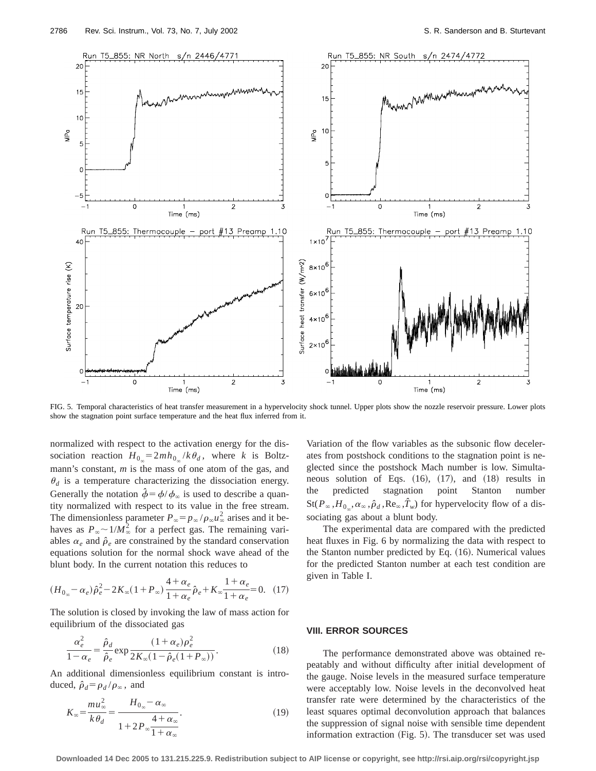FIG. 5. Temporal characteristics of heat transfer measurement in a hypervelocity shock tunnel. Upper plots show the nozzle reservoir pressure. Lower plots show the stagnation point surface temperature and the heat flux inferred from it.

normalized with respect to the activation energy for the dissociation reaction $H_{0_\infty} = 2mh_{0_\infty}/k\theta_d$, where $k$ is Boltzmann's constant, $m$ is the mass of one atom of the gas, and $\theta_d$ is a temperature characterizing the dissociation energy. Generally the notation $\hat{\phi} = \phi/\phi_\infty$ is used to describe a quantity normalized with respect to its value in the free stream. The dimensionless parameter $P_\infty = p_\infty/\rho_\infty u_\infty^2$ arises and it behaves as $P_\infty \sim 1/M_\infty^2$ for a perfect gas. The remaining variables $\alpha_e$ and $\hat{\rho}_e$ are constrained by the standard conservation equations solution for the normal shock wave ahead of the blunt body. In the current notation this reduces to

$$(H_{0_\infty} - \alpha_e)\hat{\rho}_e^2 - 2K_\infty(1+P_\infty)\frac{4+\alpha_e}{1+\alpha_e}\hat{\rho}_e + K_\infty\frac{1+\alpha_e}{1+\alpha_e} = 0. \quad (17)$$

The solution is closed by invoking the law of mass action for equilibrium of the dissociated gas

$$\frac{\alpha_e^2}{1-\alpha_e} = \frac{\hat{\rho}_d}{\hat{\rho}_e}\exp\frac{(1+\alpha_e)\rho_e^2}{2K_\infty(1-\hat{\rho}_e(1+P_\infty))}. \quad (18)$$

An additional dimensionless equilibrium constant is introduced, $\hat{\rho}_d = \rho_d/\rho_\infty$, and

$$K_\infty = \frac{mu_\infty^2}{k\theta_d} = \frac{H_{0_\infty} - \alpha_\infty}{1 + 2P_\infty\dfrac{4+\alpha_\infty}{1+\alpha_\infty}}. \quad (19)$$

Variation of the flow variables as the subsonic flow decelerates from postshock conditions to the stagnation point is neglected since the postshock Mach number is low. Simultaneous solution of Eqs. (16), (17), and (18) results in the predicted stagnation point Stanton number $\mathrm{St}(P_\infty, H_{0_\infty}, \alpha_\infty, \hat{\rho}_d, \mathrm{Re}_\infty, \hat{T}_w)$ for hypervelocity flow of a dissociating gas about a blunt body.

The experimental data are compared with the predicted heat fluxes in Fig. 6 by normalizing the data with respect to the Stanton number predicted by Eq. (16). Numerical values for the predicted Stanton number at each test condition are given in Table I.

## VIII. ERROR SOURCES

The performance demonstrated above was obtained repeatably and without difficulty after initial development of the gauge. Noise levels in the measured surface temperature were acceptably low. Noise levels in the deconvolved heat transfer rate were determined by the characteristics of the least squares optimal deconvolution approach that balances the suppression of signal noise with sensible time dependent information extraction (Fig. 5). The transducer set was used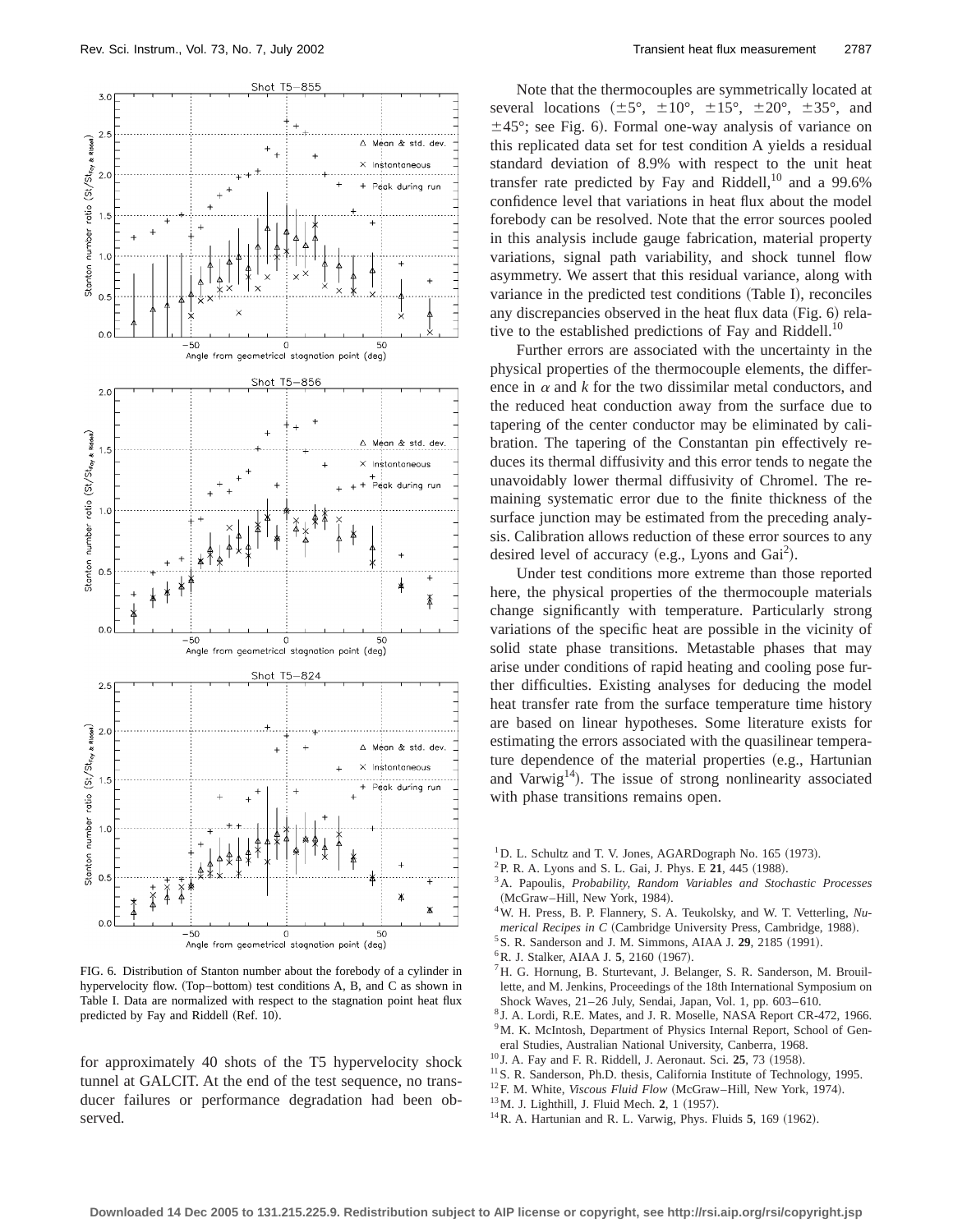Shot T5–855

3.0
2.5
2.0
1.5
1.0
0.5
0.0

Stanton number ratio ($St/St_{Fay\ \&\ Riddell}$)

△ Mean & std. dev.
× Instantaneous
+ Peak during run

−50
0
50

Angle from geometrical stagnation point (deg)

Shot T5–856

2.0
1.5
1.0
0.5
0.0

Stanton number ratio ($St/St_{Fay\ \&\ Riddell}$)

△ Mean & std. dev.
× Instantaneous
+ Peak during run

−50
0
50

Angle from geometrical stagnation point (deg)

Shot T5–824

2.5
2.0
1.5
1.0
0.5
0.0

Stanton number ratio ($St/St_{Fay\ \&\ Riddell}$)

△ Mean & std. dev.
× Instantaneous
+ Peak during run

−50
0
50

Angle from geometrical stagnation point (deg)

FIG. 6. Distribution of Stanton number about the forebody of a cylinder in hypervelocity flow. (Top–bottom) test conditions A, B, and C as shown in Table I. Data are normalized with respect to the stagnation point heat flux predicted by Fay and Riddell (Ref. 10).

for approximately 40 shots of the T5 hypervelocity shock tunnel at GALCIT. At the end of the test sequence, no transducer failures or performance degradation had been observed.

Note that the thermocouples are symmetrically located at several locations (±5°, ±10°, ±15°, ±20°, ±35°, and ±45°; see Fig. 6). Formal one-way analysis of variance on this replicated data set for test condition A yields a residual standard deviation of 8.9% with respect to the unit heat transfer rate predicted by Fay and Riddell,[10] and a 99.6% confidence level that variations in heat flux about the model forebody can be resolved. Note that the error sources pooled in this analysis include gauge fabrication, material property variations, signal path variability, and shock tunnel flow asymmetry. We assert that this residual variance, along with variance in the predicted test conditions (Table I), reconciles any discrepancies observed in the heat flux data (Fig. 6) relative to the established predictions of Fay and Riddell.[10]

Further errors are associated with the uncertainty in the physical properties of the thermocouple elements, the difference in $\alpha$ and $k$ for the two dissimilar metal conductors, and the reduced heat conduction away from the surface due to tapering of the center conductor may be eliminated by calibration. The tapering of the Constantan pin effectively reduces its thermal diffusivity and this error tends to negate the unavoidably lower thermal diffusivity of Chromel. The remaining systematic error due to the finite thickness of the surface junction may be estimated from the preceding analysis. Calibration allows reduction of these error sources to any desired level of accuracy (e.g., Lyons and Gai[2]).

Under test conditions more extreme than those reported here, the physical properties of the thermocouple materials change significantly with temperature. Particularly strong variations of the specific heat are possible in the vicinity of solid state phase transitions. Metastable phases that may arise under conditions of rapid heating and cooling pose further difficulties. Existing analyses for deducing the model heat transfer rate from the surface temperature time history are based on linear hypotheses. Some literature exists for estimating the errors associated with the quasilinear temperature dependence of the material properties (e.g., Hartunian and Varwig[14]). The issue of strong nonlinearity associated with phase transitions remains open.

[1] D. L. Schultz and T. V. Jones, AGARDograph No. 165 (1973).
[2] P. R. A. Lyons and S. L. Gai, J. Phys. E **21**, 445 (1988).
[3] A. Papoulis, *Probability, Random Variables and Stochastic Processes* (McGraw–Hill, New York, 1984).
[4] W. H. Press, B. P. Flannery, S. A. Teukolsky, and W. T. Vetterling, *Numerical Recipes in C* (Cambridge University Press, Cambridge, 1988).
[5] S. R. Sanderson and J. M. Simmons, AIAA J. **29**, 2185 (1991).
[6] R. J. Stalker, AIAA J. **5**, 2160 (1967).
[7] H. G. Hornung, B. Sturtevant, J. Belanger, S. R. Sanderson, M. Brouillette, and M. Jenkins, Proceedings of the 18th International Symposium on Shock Waves, 21–26 July, Sendai, Japan, Vol. 1, pp. 603–610.
[8] J. A. Lordi, R.E. Mates, and J. R. Moselle, NASA Report CR-472, 1966.
[9] M. K. McIntosh, Department of Physics Internal Report, School of General Studies, Australian National University, Canberra, 1968.
[10] J. A. Fay and F. R. Riddell, J. Aeronaut. Sci. **25**, 73 (1958).
[11] S. R. Sanderson, Ph.D. thesis, California Institute of Technology, 1995.
[12] F. M. White, *Viscous Fluid Flow* (McGraw–Hill, New York, 1974).
[13] M. J. Lighthill, J. Fluid Mech. **2**, 1 (1957).
[14] R. A. Hartunian and R. L. Varwig, Phys. Fluids **5**, 169 (1962).